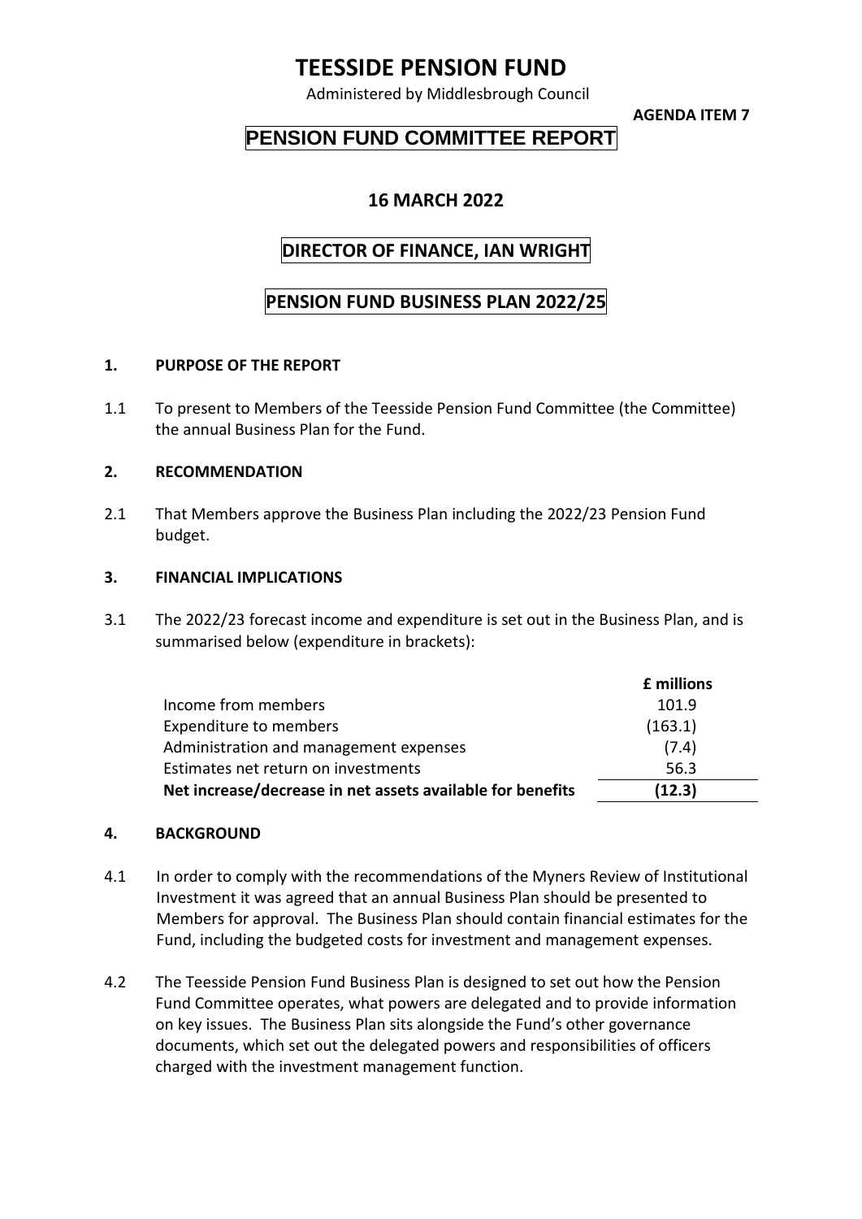# TEESSIDE PENSION FUND

Administered by Middlesbrough Council

**AGENDA ITEM 7**

## PENSION FUND COMMITTEE REPORT

### 16 MARCH 2022

### DIRECTOR OF FINANCE, IAN WRIGHT

### PENSION FUND BUSINESS PLAN 2022/25

**1. PURPOSE OF THE REPORT**

1.1 To present to Members of the Teesside Pension Fund Committee (the Committee) the annual Business Plan for the Fund.

**2. RECOMMENDATION**

2.1 That Members approve the Business Plan including the 2022/23 Pension Fund budget.

**3. FINANCIAL IMPLICATIONS**

3.1 The 2022/23 forecast income and expenditure is set out in the Business Plan, and is summarised below (expenditure in brackets):

| | **£ millions** |
|---|---|
| Income from members | 101.9 |
| Expenditure to members | (163.1) |
| Administration and management expenses | (7.4) |
| Estimates net return on investments | 56.3 |
| **Net increase/decrease in net assets available for benefits** | **(12.3)** |

**4. BACKGROUND**

4.1 In order to comply with the recommendations of the Myners Review of Institutional Investment it was agreed that an annual Business Plan should be presented to Members for approval. The Business Plan should contain financial estimates for the Fund, including the budgeted costs for investment and management expenses.

4.2 The Teesside Pension Fund Business Plan is designed to set out how the Pension Fund Committee operates, what powers are delegated and to provide information on key issues. The Business Plan sits alongside the Fund's other governance documents, which set out the delegated powers and responsibilities of officers charged with the investment management function.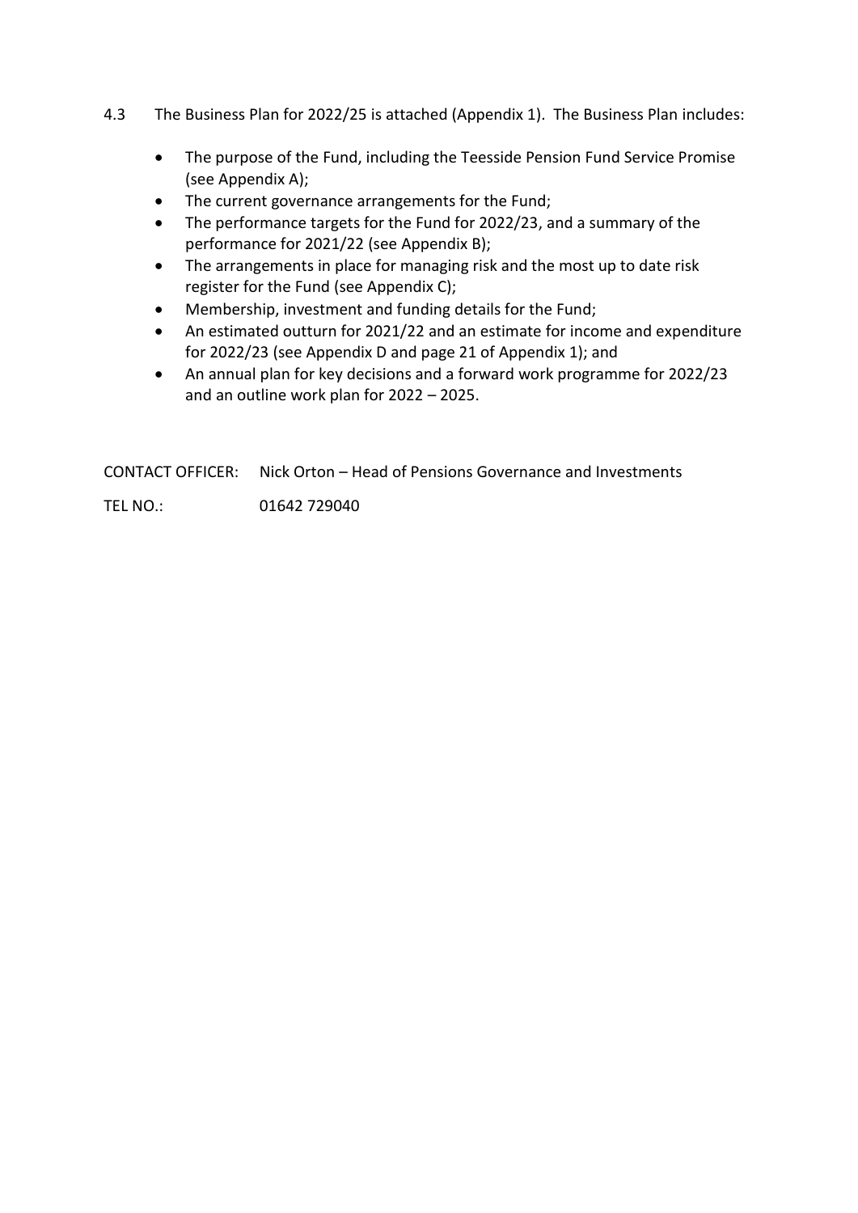4.3 The Business Plan for 2022/25 is attached (Appendix 1). The Business Plan includes:

- The purpose of the Fund, including the Teesside Pension Fund Service Promise (see Appendix A);
- The current governance arrangements for the Fund;
- The performance targets for the Fund for 2022/23, and a summary of the performance for 2021/22 (see Appendix B);
- The arrangements in place for managing risk and the most up to date risk register for the Fund (see Appendix C);
- Membership, investment and funding details for the Fund;
- An estimated outturn for 2021/22 and an estimate for income and expenditure for 2022/23 (see Appendix D and page 21 of Appendix 1); and
- An annual plan for key decisions and a forward work programme for 2022/23 and an outline work plan for 2022 – 2025.

CONTACT OFFICER: Nick Orton – Head of Pensions Governance and Investments

TEL NO.: 01642 729040